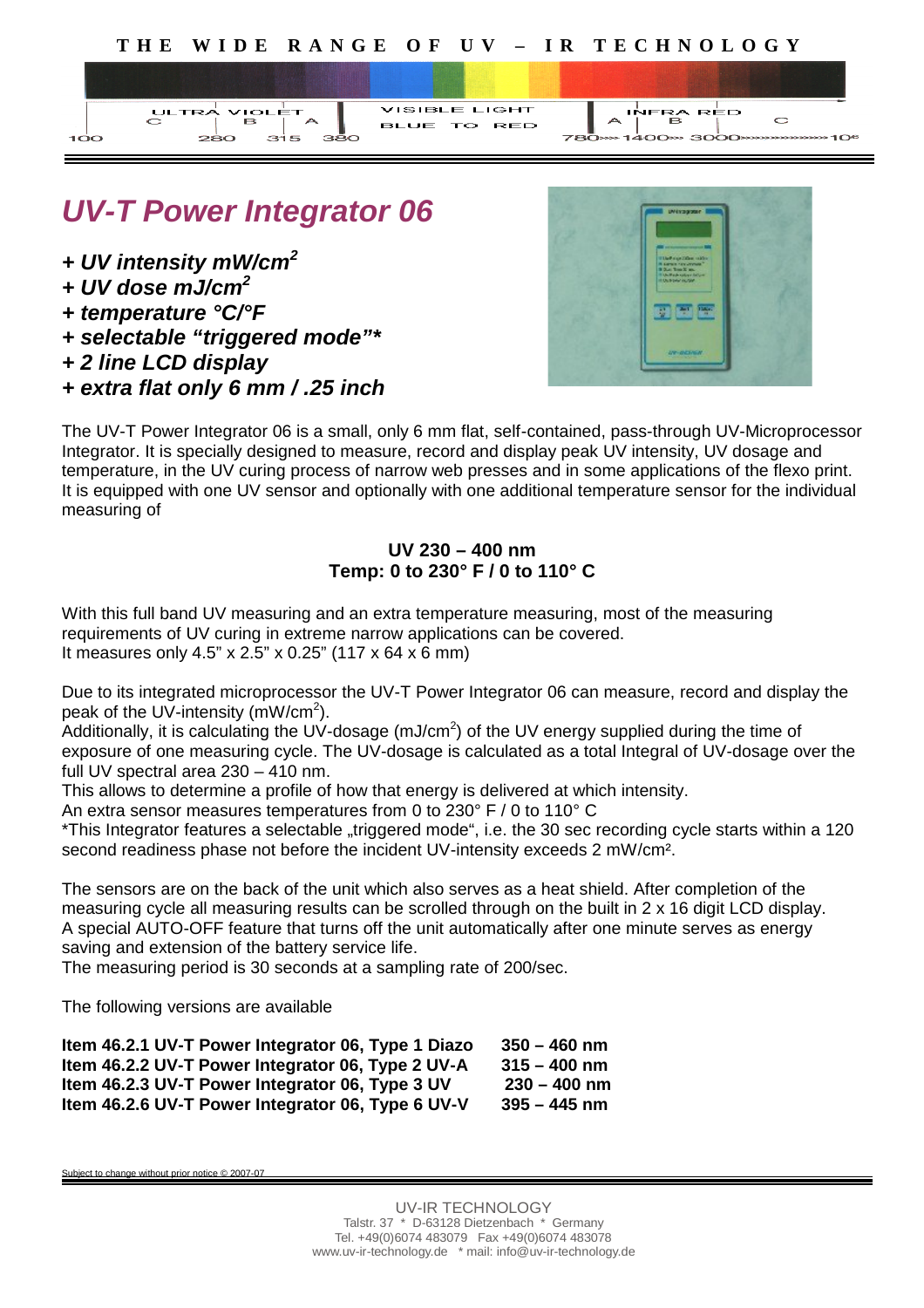THE WIDE RANGE OF UV – IR TECHNOLOGY

# *UV-T Power Integrator 06*

***+ UV intensity mW/cm$^2$***
***+ UV dose mJ/cm$^2$***
***+ temperature °C/°F***
***+ selectable "triggered mode"****
***+ 2 line LCD display***
***+ extra flat only 6 mm / .25 inch***

The UV-T Power Integrator 06 is a small, only 6 mm flat, self-contained, pass-through UV-Microprocessor Integrator. It is specially designed to measure, record and display peak UV intensity, UV dosage and temperature, in the UV curing process of narrow web presses and in some applications of the flexo print. It is equipped with one UV sensor and optionally with one additional temperature sensor for the individual measuring of

**UV 230 – 400 nm**
**Temp: 0 to 230° F / 0 to 110° C**

With this full band UV measuring and an extra temperature measuring, most of the measuring requirements of UV curing in extreme narrow applications can be covered.
It measures only 4.5" x 2.5" x 0.25" (117 x 64 x 6 mm)

Due to its integrated microprocessor the UV-T Power Integrator 06 can measure, record and display the peak of the UV-intensity (mW/cm$^2$).
Additionally, it is calculating the UV-dosage (mJ/cm$^2$) of the UV energy supplied during the time of exposure of one measuring cycle. The UV-dosage is calculated as a total Integral of UV-dosage over the full UV spectral area 230 – 410 nm.
This allows to determine a profile of how that energy is delivered at which intensity.
An extra sensor measures temperatures from 0 to 230° F / 0 to 110° C
*This Integrator features a selectable „triggered mode", i.e. the 30 sec recording cycle starts within a 120 second readiness phase not before the incident UV-intensity exceeds 2 mW/cm².

The sensors are on the back of the unit which also serves as a heat shield. After completion of the measuring cycle all measuring results can be scrolled through on the built in 2 x 16 digit LCD display.
A special AUTO-OFF feature that turns off the unit automatically after one minute serves as energy saving and extension of the battery service life.
The measuring period is 30 seconds at a sampling rate of 200/sec.

The following versions are available

| | |
|---|---|
| **Item 46.2.1 UV-T Power Integrator 06, Type 1 Diazo** | **350 – 460 nm** |
| **Item 46.2.2 UV-T Power Integrator 06, Type 2 UV-A** | **315 – 400 nm** |
| **Item 46.2.3 UV-T Power Integrator 06, Type 3 UV** | **230 – 400 nm** |
| **Item 46.2.6 UV-T Power Integrator 06, Type 6 UV-V** | **395 – 445 nm** |

Subject to change without prior notice © 2007-07

UV-IR TECHNOLOGY
Talstr. 37 * D-63128 Dietzenbach * Germany
Tel. +49(0)6074 483079 Fax +49(0)6074 483078
www.uv-ir-technology.de * mail: info@uv-ir-technology.de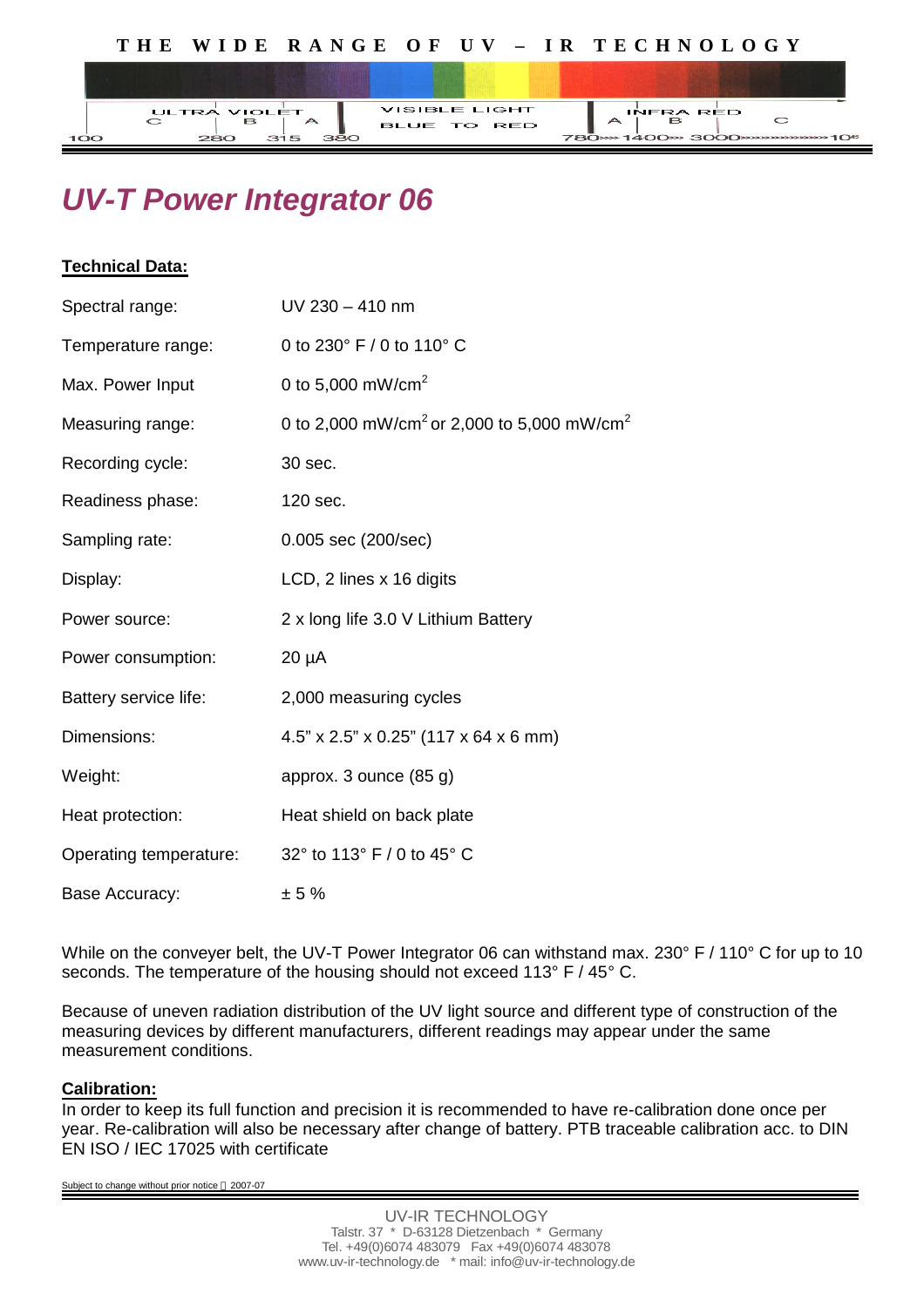THE WIDE RANGE OF UV – IR TECHNOLOGY

ULTRA VIOLET
C | B | A
100 280 315 380

VISIBLE LIGHT
BLUE TO RED

INFRA RED
A | B | C
780 1400 3000 10⁶

# *UV-T Power Integrator 06*

**Technical Data:**

| | |
|---|---|
| Spectral range: | UV 230 – 410 nm |
| Temperature range: | 0 to 230° F / 0 to 110° C |
| Max. Power Input | 0 to 5,000 mW/cm$^2$ |
| Measuring range: | 0 to 2,000 mW/cm$^2$ or 2,000 to 5,000 mW/cm$^2$ |
| Recording cycle: | 30 sec. |
| Readiness phase: | 120 sec. |
| Sampling rate: | 0.005 sec (200/sec) |
| Display: | LCD, 2 lines x 16 digits |
| Power source: | 2 x long life 3.0 V Lithium Battery |
| Power consumption: | 20 µA |
| Battery service life: | 2,000 measuring cycles |
| Dimensions: | 4.5" x 2.5" x 0.25" (117 x 64 x 6 mm) |
| Weight: | approx. 3 ounce (85 g) |
| Heat protection: | Heat shield on back plate |
| Operating temperature: | 32° to 113° F / 0 to 45° C |
| Base Accuracy: | ± 5 % |

While on the conveyer belt, the UV-T Power Integrator 06 can withstand max. 230° F / 110° C for up to 10 seconds. The temperature of the housing should not exceed 113° F / 45° C.

Because of uneven radiation distribution of the UV light source and different type of construction of the measuring devices by different manufacturers, different readings may appear under the same measurement conditions.

**Calibration:**

In order to keep its full function and precision it is recommended to have re-calibration done once per year. Re-calibration will also be necessary after change of battery. PTB traceable calibration acc. to DIN EN ISO / IEC 17025 with certificate

Subject to change without prior notice 2007-07

UV-IR TECHNOLOGY
Talstr. 37 * D-63128 Dietzenbach * Germany
Tel. +49(0)6074 483079 Fax +49(0)6074 483078
www.uv-ir-technology.de * mail: info@uv-ir-technology.de